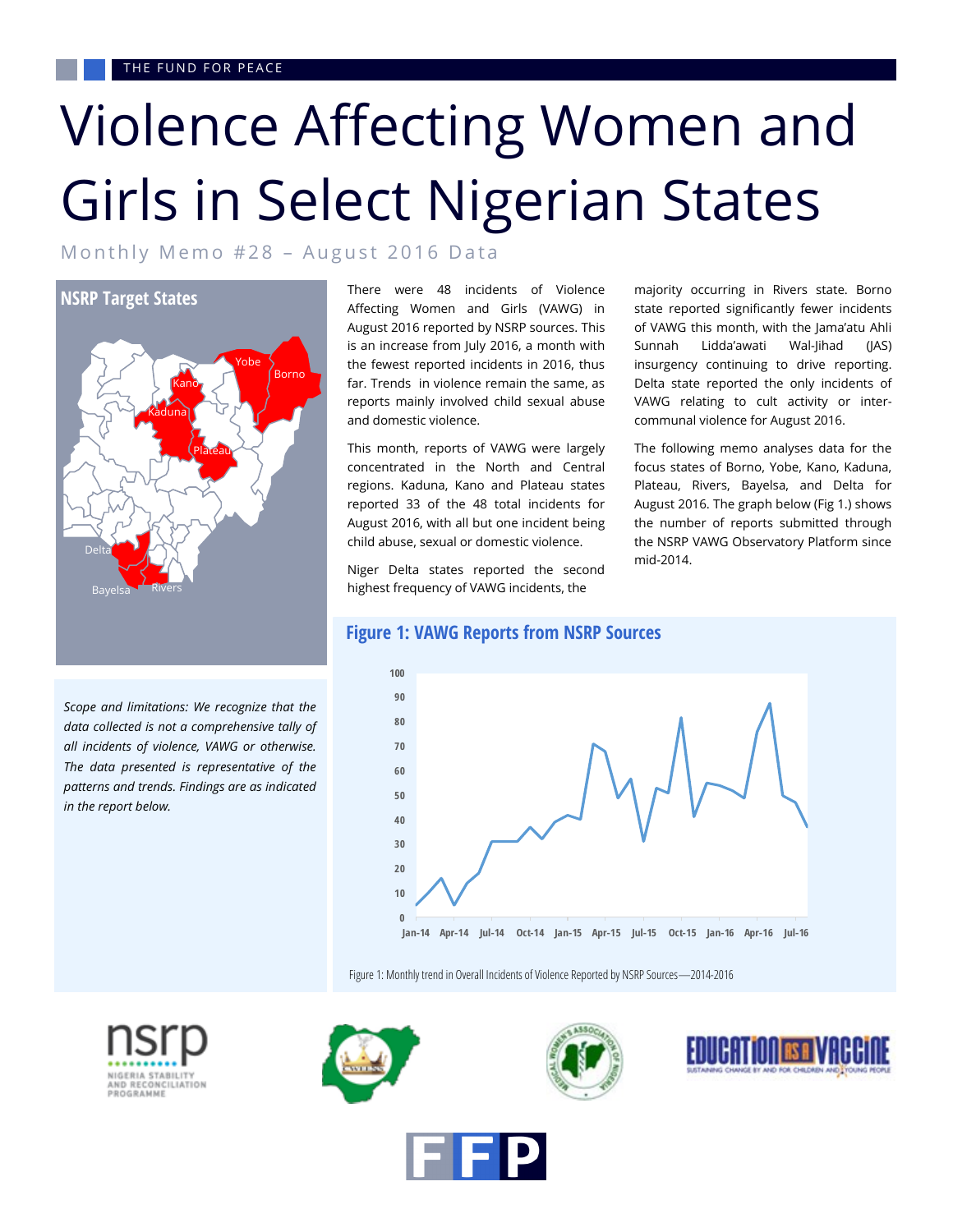THE FUND FOR PEACE

# Violence Affecting Women and Girls in Select Nigerian States

Monthly Memo #28 – August 2016 Data

## NSRP Target States

*Scope and limitations: We recognize that the data collected is not a comprehensive tally of all incidents of violence, VAWG or otherwise. The data presented is representative of the patterns and trends. Findings are as indicated in the report below.*

There were 48 incidents of Violence Affecting Women and Girls (VAWG) in August 2016 reported by NSRP sources. This is an increase from July 2016, a month with the fewest reported incidents in 2016, thus far. Trends in violence remain the same, as reports mainly involved child sexual abuse and domestic violence.

This month, reports of VAWG were largely concentrated in the North and Central regions. Kaduna, Kano and Plateau states reported 33 of the 48 total incidents for August 2016, with all but one incident being child abuse, sexual or domestic violence.

Niger Delta states reported the second highest frequency of VAWG incidents, the majority occurring in Rivers state. Borno state reported significantly fewer incidents of VAWG this month, with the Jama'atu Ahli Sunnah Lidda'awati Wal-Jihad (JAS) insurgency continuing to drive reporting. Delta state reported the only incidents of VAWG relating to cult activity or inter-communal violence for August 2016.

The following memo analyses data for the focus states of Borno, Yobe, Kano, Kaduna, Plateau, Rivers, Bayelsa, and Delta for August 2016. The graph below (Fig 1.) shows the number of reports submitted through the NSRP VAWG Observatory Platform since mid-2014.

## Figure 1: VAWG Reports from NSRP Sources

Figure 1: Monthly trend in Overall Incidents of Violence Reported by NSRP Sources—2014-2016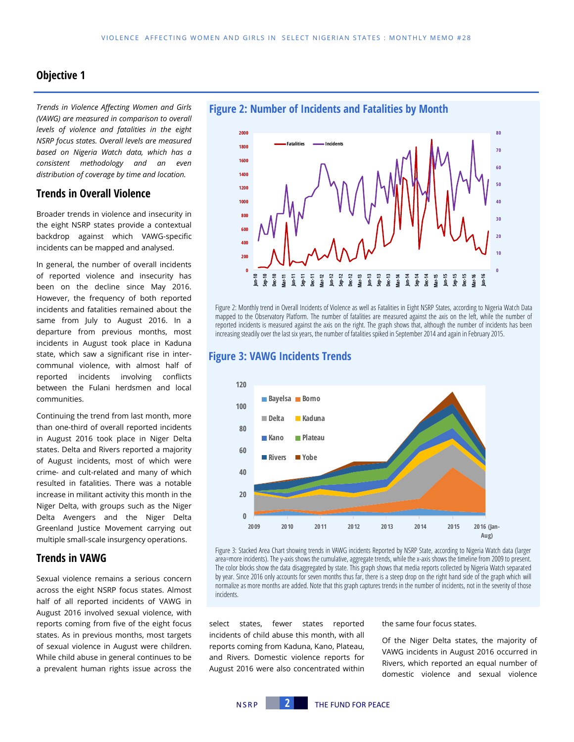## Objective 1

*Trends in Violence Affecting Women and Girls (VAWG) are measured in comparison to overall levels of violence and fatalities in the eight NSRP focus states. Overall levels are measured based on Nigeria Watch data, which has a consistent methodology and an even distribution of coverage by time and location.*

### Trends in Overall Violence

Broader trends in violence and insecurity in the eight NSRP states provide a contextual backdrop against which VAWG-specific incidents can be mapped and analysed.

In general, the number of overall incidents of reported violence and insecurity has been on the decline since May 2016. However, the frequency of both reported incidents and fatalities remained about the same from July to August 2016. In a departure from previous months, most incidents in August took place in Kaduna state, which saw a significant rise in inter-communal violence, with almost half of reported incidents involving conflicts between the Fulani herdsmen and local communities.

Continuing the trend from last month, more than one-third of overall reported incidents in August 2016 took place in Niger Delta states. Delta and Rivers reported a majority of August incidents, most of which were crime- and cult-related and many of which resulted in fatalities. There was a notable increase in militant activity this month in the Niger Delta, with groups such as the Niger Delta Avengers and the Niger Delta Greenland Justice Movement carrying out multiple small-scale insurgency operations.

### Trends in VAWG

Sexual violence remains a serious concern across the eight NSRP focus states. Almost half of all reported incidents of VAWG in August 2016 involved sexual violence, with reports coming from five of the eight focus states. As in previous months, most targets of sexual violence in August were children. While child abuse in general continues to be a prevalent human rights issue across the select states, fewer states reported incidents of child abuse this month, with all reports coming from Kaduna, Kano, Plateau, and Rivers. Domestic violence reports for August 2016 were also concentrated within the same four focus states.

Of the Niger Delta states, the majority of VAWG incidents in August 2016 occurred in Rivers, which reported an equal number of domestic violence and sexual violence

### Figure 2: Number of Incidents and Fatalities by Month

Figure 2: Monthly trend in Overall Incidents of Violence as well as Fatalities in Eight NSRP States, according to Nigeria Watch Data mapped to the Observatory Platform. The number of fatalities are measured against the axis on the left, while the number of reported incidents is measured against the axis on the right. The graph shows that, although the number of incidents has been increasing steadily over the last six years, the number of fatalities spiked in September 2014 and again in February 2015.

### Figure 3: VAWG Incidents Trends

Figure 3: Stacked Area Chart showing trends in VAWG incidents Reported by NSRP State, according to Nigeria Watch data (larger area=more incidents). The y-axis shows the cumulative, aggregate trends, while the x-axis shows the timeline from 2009 to present. The color blocks show the data disaggregated by state. This graph shows that media reports collected by Nigeria Watch separated by year. Since 2016 only accounts for seven months thus far, there is a steep drop on the right hand side of the graph which will normalize as more months are added. Note that this graph captures trends in the number of incidents, not in the severity of those incidents.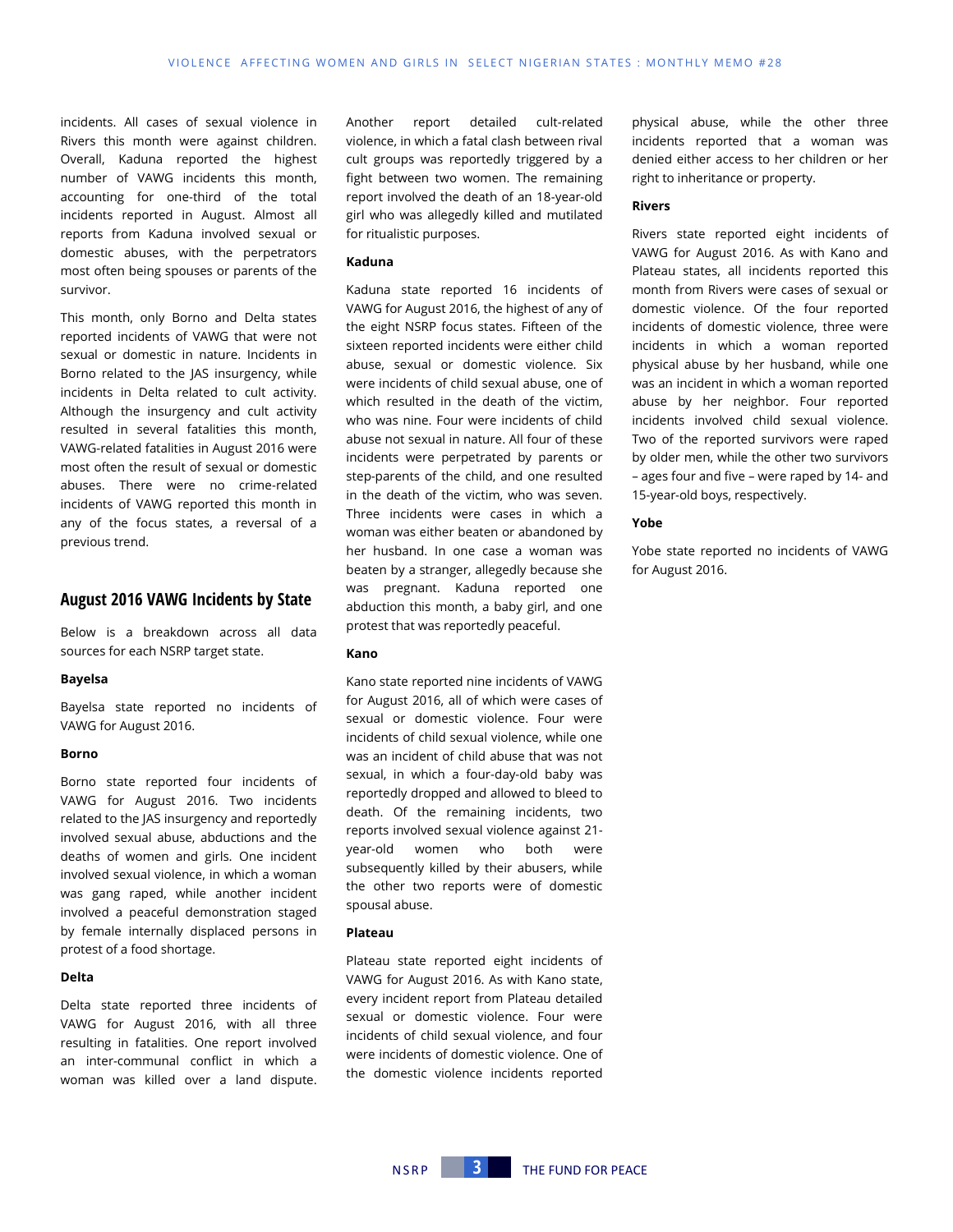incidents. All cases of sexual violence in Rivers this month were against children. Overall, Kaduna reported the highest number of VAWG incidents this month, accounting for one-third of the total incidents reported in August. Almost all reports from Kaduna involved sexual or domestic abuses, with the perpetrators most often being spouses or parents of the survivor.

This month, only Borno and Delta states reported incidents of VAWG that were not sexual or domestic in nature. Incidents in Borno related to the JAS insurgency, while incidents in Delta related to cult activity. Although the insurgency and cult activity resulted in several fatalities this month, VAWG-related fatalities in August 2016 were most often the result of sexual or domestic abuses. There were no crime-related incidents of VAWG reported this month in any of the focus states, a reversal of a previous trend.

## August 2016 VAWG Incidents by State

Below is a breakdown across all data sources for each NSRP target state.

**Bayelsa**

Bayelsa state reported no incidents of VAWG for August 2016.

**Borno**

Borno state reported four incidents of VAWG for August 2016. Two incidents related to the JAS insurgency and reportedly involved sexual abuse, abductions and the deaths of women and girls. One incident involved sexual violence, in which a woman was gang raped, while another incident involved a peaceful demonstration staged by female internally displaced persons in protest of a food shortage.

**Delta**

Delta state reported three incidents of VAWG for August 2016, with all three resulting in fatalities. One report involved an inter-communal conflict in which a woman was killed over a land dispute. Another report detailed cult-related violence, in which a fatal clash between rival cult groups was reportedly triggered by a fight between two women. The remaining report involved the death of an 18-year-old girl who was allegedly killed and mutilated for ritualistic purposes.

**Kaduna**

Kaduna state reported 16 incidents of VAWG for August 2016, the highest of any of the eight NSRP focus states. Fifteen of the sixteen reported incidents were either child abuse, sexual or domestic violence. Six were incidents of child sexual abuse, one of which resulted in the death of the victim, who was nine. Four were incidents of child abuse not sexual in nature. All four of these incidents were perpetrated by parents or step-parents of the child, and one resulted in the death of the victim, who was seven. Three incidents were cases in which a woman was either beaten or abandoned by her husband. In one case a woman was beaten by a stranger, allegedly because she was pregnant. Kaduna reported one abduction this month, a baby girl, and one protest that was reportedly peaceful.

**Kano**

Kano state reported nine incidents of VAWG for August 2016, all of which were cases of sexual or domestic violence. Four were incidents of child sexual violence, while one was an incident of child abuse that was not sexual, in which a four-day-old baby was reportedly dropped and allowed to bleed to death. Of the remaining incidents, two reports involved sexual violence against 21-year-old women who both were subsequently killed by their abusers, while the other two reports were of domestic spousal abuse.

**Plateau**

Plateau state reported eight incidents of VAWG for August 2016. As with Kano state, every incident report from Plateau detailed sexual or domestic violence. Four were incidents of child sexual violence, and four were incidents of domestic violence. One of the domestic violence incidents reported physical abuse, while the other three incidents reported that a woman was denied either access to her children or her right to inheritance or property.

**Rivers**

Rivers state reported eight incidents of VAWG for August 2016. As with Kano and Plateau states, all incidents reported this month from Rivers were cases of sexual or domestic violence. Of the four reported incidents of domestic violence, three were incidents in which a woman reported physical abuse by her husband, while one was an incident in which a woman reported abuse by her neighbor. Four reported incidents involved child sexual violence. Two of the reported survivors were raped by older men, while the other two survivors – ages four and five – were raped by 14- and 15-year-old boys, respectively.

**Yobe**

Yobe state reported no incidents of VAWG for August 2016.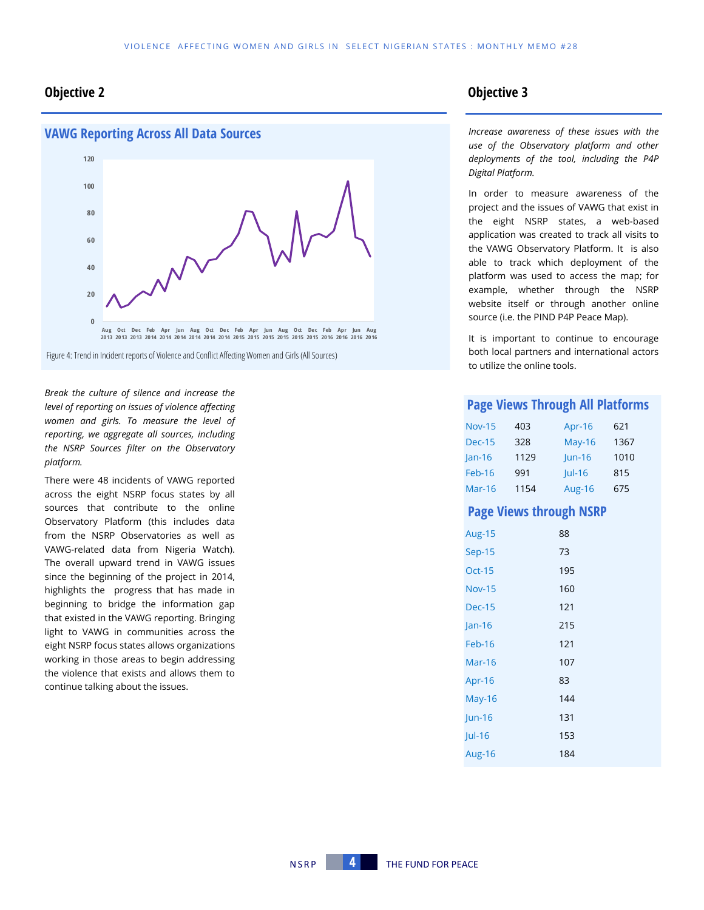## Objective 2

### VAWG Reporting Across All Data Sources

Figure 4: Trend in Incident reports of Violence and Conflict Affecting Women and Girls (All Sources)

*Break the culture of silence and increase the level of reporting on issues of violence affecting women and girls. To measure the level of reporting, we aggregate all sources, including the NSRP Sources filter on the Observatory platform.*

There were 48 incidents of VAWG reported across the eight NSRP focus states by all sources that contribute to the online Observatory Platform (this includes data from the NSRP Observatories as well as VAWG-related data from Nigeria Watch). The overall upward trend in VAWG issues since the beginning of the project in 2014, highlights the progress that has made in beginning to bridge the information gap that existed in the VAWG reporting. Bringing light to VAWG in communities across the eight NSRP focus states allows organizations working in those areas to begin addressing the violence that exists and allows them to continue talking about the issues.

## Objective 3

*Increase awareness of these issues with the use of the Observatory platform and other deployments of the tool, including the P4P Digital Platform.*

In order to measure awareness of the project and the issues of VAWG that exist in the eight NSRP states, a web-based application was created to track all visits to the VAWG Observatory Platform. It is also able to track which deployment of the platform was used to access the map; for example, whether through the NSRP website itself or through another online source (i.e. the PIND P4P Peace Map).

It is important to continue to encourage both local partners and international actors to utilize the online tools.

### Page Views Through All Platforms

| Month | Views | Month | Views |
|---|---|---|---|
| Nov-15 | 403 | Apr-16 | 621 |
| Dec-15 | 328 | May-16 | 1367 |
| Jan-16 | 1129 | Jun-16 | 1010 |
| Feb-16 | 991 | Jul-16 | 815 |
| Mar-16 | 1154 | Aug-16 | 675 |

### Page Views through NSRP

| Month | Views |
|---|---|
| Aug-15 | 88 |
| Sep-15 | 73 |
| Oct-15 | 195 |
| Nov-15 | 160 |
| Dec-15 | 121 |
| Jan-16 | 215 |
| Feb-16 | 121 |
| Mar-16 | 107 |
| Apr-16 | 83 |
| May-16 | 144 |
| Jun-16 | 131 |
| Jul-16 | 153 |
| Aug-16 | 184 |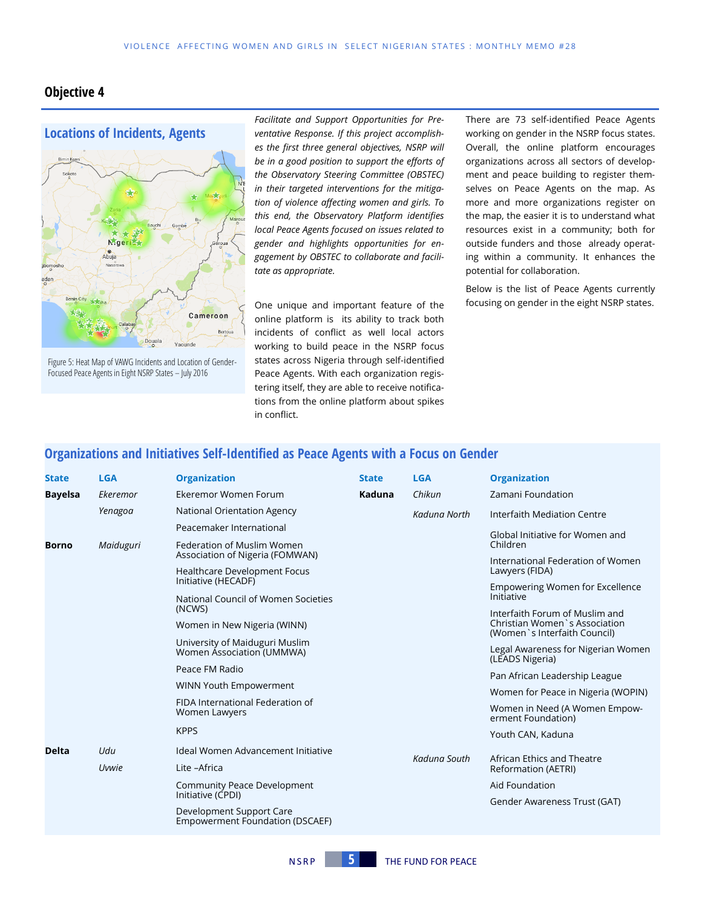## Objective 4

### Locations of Incidents, Agents

Figure 5: Heat Map of VAWG Incidents and Location of Gender-Focused Peace Agents in Eight NSRP States – July 2016

*Facilitate and Support Opportunities for Preventative Response. If this project accomplishes the first three general objectives, NSRP will be in a good position to support the efforts of the Observatory Steering Committee (OBSTEC) in their targeted interventions for the mitigation of violence affecting women and girls. To this end, the Observatory Platform identifies local Peace Agents focused on issues related to gender and highlights opportunities for engagement by OBSTEC to collaborate and facilitate as appropriate.*

One unique and important feature of the online platform is its ability to track both incidents of conflict as well local actors working to build peace in the NSRP focus states across Nigeria through self-identified Peace Agents. With each organization registering itself, they are able to receive notifications from the online platform about spikes in conflict.

There are 73 self-identified Peace Agents working on gender in the NSRP focus states. Overall, the online platform encourages organizations across all sectors of development and peace building to register themselves on Peace Agents on the map. As more and more organizations register on the map, the easier it is to understand what resources exist in a community; both for outside funders and those already operating within a community. It enhances the potential for collaboration.

Below is the list of Peace Agents currently focusing on gender in the eight NSRP states.

### Organizations and Initiatives Self-Identified as Peace Agents with a Focus on Gender

| State | LGA | Organization |
|---|---|---|
| **Bayelsa** | *Ekeremor* | Ekeremor Women Forum |
| | *Yenagoa* | National Orientation Agency |
| | | Peacemaker International |
| **Borno** | *Maiduguri* | Federation of Muslim Women Association of Nigeria (FOMWAN) |
| | | Healthcare Development Focus Initiative (HECADF) |
| | | National Council of Women Societies (NCWS) |
| | | Women in New Nigeria (WINN) |
| | | University of Maiduguri Muslim Women Association (UMMWA) |
| | | Peace FM Radio |
| | | WINN Youth Empowerment |
| | | FIDA International Federation of Women Lawyers |
| | | KPPS |
| **Delta** | *Udu* | Ideal Women Advancement Initiative |
| | *Uvwie* | Lite –Africa |
| | | Community Peace Development Initiative (CPDI) |
| | | Development Support Care Empowerment Foundation (DSCAEF) |
| **Kaduna** | *Chikun* | Zamani Foundation |
| | *Kaduna North* | Interfaith Mediation Centre |
| | | Global Initiative for Women and Children |
| | | International Federation of Women Lawyers (FIDA) |
| | | Empowering Women for Excellence Initiative |
| | | Interfaith Forum of Muslim and Christian Women`s Association (Women`s Interfaith Council) |
| | | Legal Awareness for Nigerian Women (LEADS Nigeria) |
| | | Pan African Leadership League |
| | | Women for Peace in Nigeria (WOPIN) |
| | | Women in Need (A Women Empowerment Foundation) |
| | | Youth CAN, Kaduna |
| | *Kaduna South* | African Ethics and Theatre Reformation (AETRI) |
| | | Aid Foundation |
| | | Gender Awareness Trust (GAT) |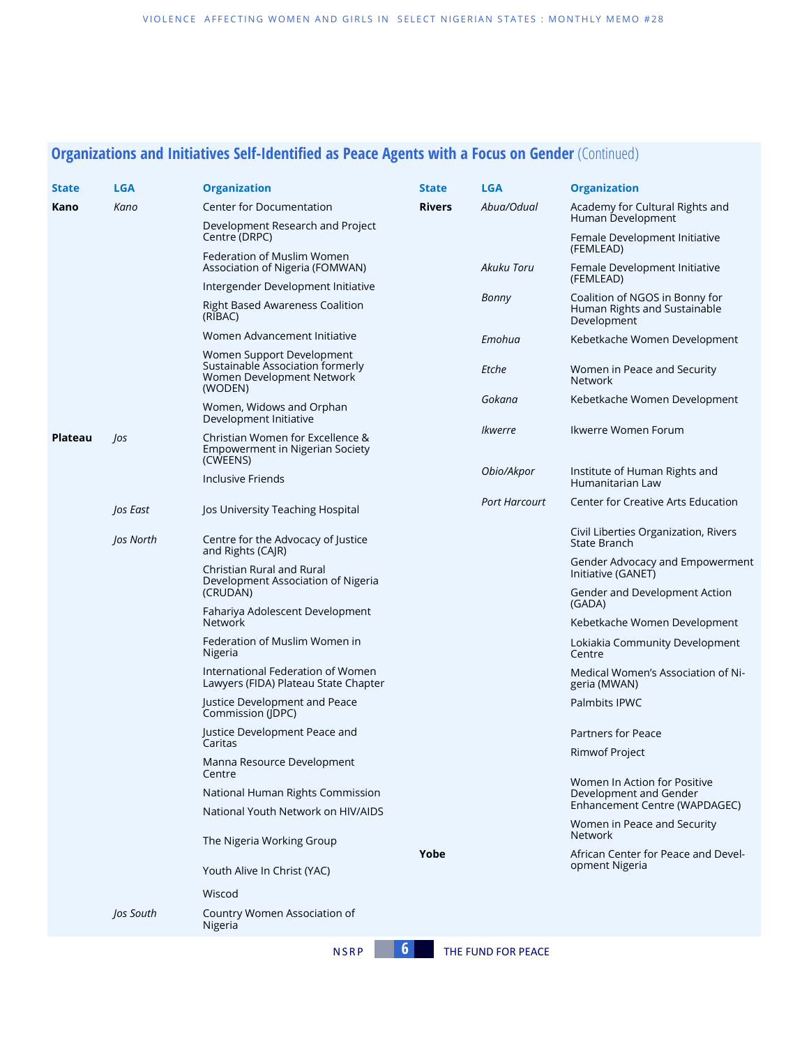## Organizations and Initiatives Self-Identified as Peace Agents with a Focus on Gender (Continued)

| State | LGA | Organization |
|---|---|---|
| **Kano** | *Kano* | Center for Documentation |
| | | Development Research and Project Centre (DRPC) |
| | | Federation of Muslim Women Association of Nigeria (FOMWAN) |
| | | Intergender Development Initiative |
| | | Right Based Awareness Coalition (RIBAC) |
| | | Women Advancement Initiative |
| | | Women Support Development Sustainable Association formerly Women Development Network (WODEN) |
| | | Women, Widows and Orphan Development Initiative |
| **Plateau** | *Jos* | Christian Women for Excellence & Empowerment in Nigerian Society (CWEENS) |
| | | Inclusive Friends |
| | *Jos East* | Jos University Teaching Hospital |
| | *Jos North* | Centre for the Advocacy of Justice and Rights (CAJR) |
| | | Christian Rural and Rural Development Association of Nigeria (CRUDAN) |
| | | Fahariya Adolescent Development Network |
| | | Federation of Muslim Women in Nigeria |
| | | International Federation of Women Lawyers (FIDA) Plateau State Chapter |
| | | Justice Development and Peace Commission (JDPC) |
| | | Justice Development Peace and Caritas |
| | | Manna Resource Development Centre |
| | | National Human Rights Commission |
| | | National Youth Network on HIV/AIDS |
| | | The Nigeria Working Group |
| | | Youth Alive In Christ (YAC) |
| | | Wiscod |
| | *Jos South* | Country Women Association of Nigeria |
| **Rivers** | *Abua/Odual* | Academy for Cultural Rights and Human Development |
| | | Female Development Initiative (FEMLEAD) |
| | *Akuku Toru* | Female Development Initiative (FEMLEAD) |
| | *Bonny* | Coalition of NGOS in Bonny for Human Rights and Sustainable Development |
| | *Emohua* | Kebetkache Women Development |
| | *Etche* | Women in Peace and Security Network |
| | *Gokana* | Kebetkache Women Development |
| | *Ikwerre* | Ikwerre Women Forum |
| | *Obio/Akpor* | Institute of Human Rights and Humanitarian Law |
| | *Port Harcourt* | Center for Creative Arts Education |
| | | Civil Liberties Organization, Rivers State Branch |
| | | Gender Advocacy and Empowerment Initiative (GANET) |
| | | Gender and Development Action (GADA) |
| | | Kebetkache Women Development |
| | | Lokiakia Community Development Centre |
| | | Medical Women's Association of Nigeria (MWAN) |
| | | Palmbits IPWC |
| | | Partners for Peace |
| | | Rimwof Project |
| | | Women In Action for Positive Development and Gender Enhancement Centre (WAPDAGEC) |
| | | Women in Peace and Security Network |
| **Yobe** | | African Center for Peace and Development Nigeria |

NSRP THE FUND FOR PEACE